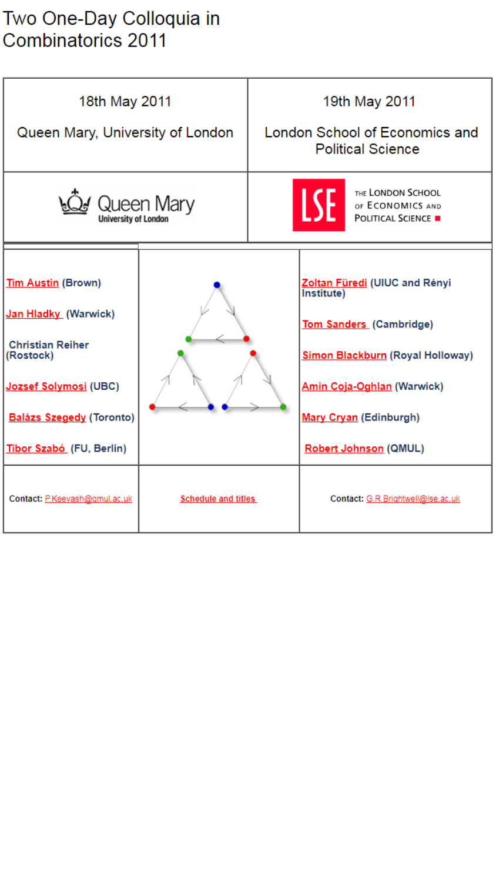# Two One-Day Colloquia in Combinatorics 2011

| 18th May 2011 Queen Mary, University of London | | 19th May 2011 London School of Economics and Political Science |
| --- | --- | --- |
| Queen Mary University of London | | The London School of Economics and Political Science |
| Tim Austin (Brown)<br>Jan Hladky (Warwick)<br>Christian Reiher (Rostock)<br>Jozsef Solymosi (UBC)<br>Balázs Szegedy (Toronto)<br>Tibor Szabó (FU, Berlin) | | Zoltan Füredi (UIUC and Rényi Institute)<br>Tom Sanders (Cambridge)<br>Simon Blackburn (Royal Holloway)<br>Amin Coja-Oghlan (Warwick)<br>Mary Cryan (Edinburgh)<br>Robert Johnson (QMUL) |
| Contact: P.Keevash@qmul.ac.uk | Schedule and titles | Contact: G.R.Brightwell@lse.ac.uk |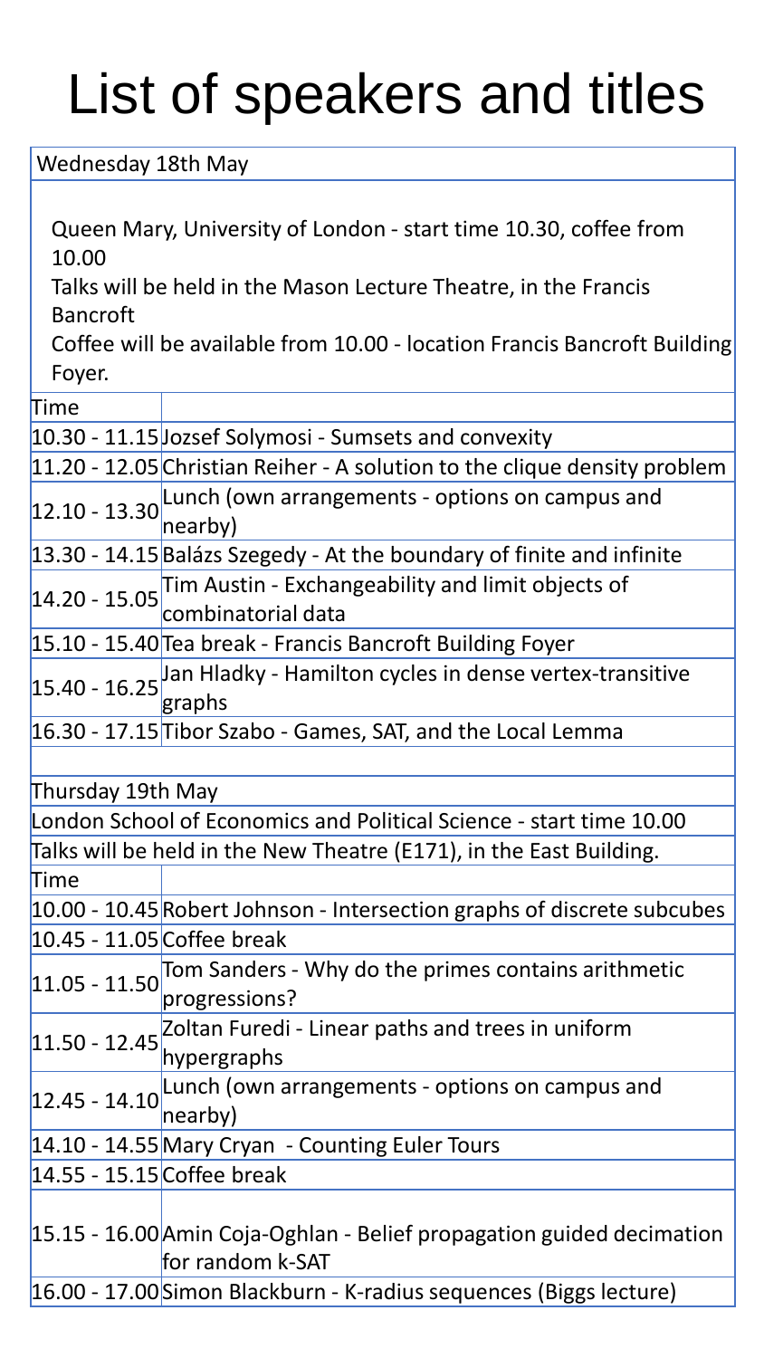# List of speakers and titles

Wednesday 18th May

Queen Mary, University of London - start time 10.30, coffee from 10.00

Talks will be held in the Mason Lecture Theatre, in the Francis Bancroft

Coffee will be available from 10.00 - location Francis Bancroft Building Foyer.

| Time | |
|---|---|
| 10.30 - 11.15 | Jozsef Solymosi - Sumsets and convexity |
| 11.20 - 12.05 | Christian Reiher - A solution to the clique density problem |
| 12.10 - 13.30 | Lunch (own arrangements - options on campus and nearby) |
| 13.30 - 14.15 | Balázs Szegedy - At the boundary of finite and infinite |
| 14.20 - 15.05 | Tim Austin - Exchangeability and limit objects of combinatorial data |
| 15.10 - 15.40 | Tea break - Francis Bancroft Building Foyer |
| 15.40 - 16.25 | Jan Hladky - Hamilton cycles in dense vertex-transitive graphs |
| 16.30 - 17.15 | Tibor Szabo - Games, SAT, and the Local Lemma |

Thursday 19th May

London School of Economics and Political Science - start time 10.00

Talks will be held in the New Theatre (E171), in the East Building.

| Time | |
|---|---|
| 10.00 - 10.45 | Robert Johnson - Intersection graphs of discrete subcubes |
| 10.45 - 11.05 | Coffee break |
| 11.05 - 11.50 | Tom Sanders - Why do the primes contains arithmetic progressions? |
| 11.50 - 12.45 | Zoltan Furedi - Linear paths and trees in uniform hypergraphs |
| 12.45 - 14.10 | Lunch (own arrangements - options on campus and nearby) |
| 14.10 - 14.55 | Mary Cryan - Counting Euler Tours |
| 14.55 - 15.15 | Coffee break |
| 15.15 - 16.00 | Amin Coja-Oghlan - Belief propagation guided decimation for random k-SAT |
| 16.00 - 17.00 | Simon Blackburn - K-radius sequences (Biggs lecture) |